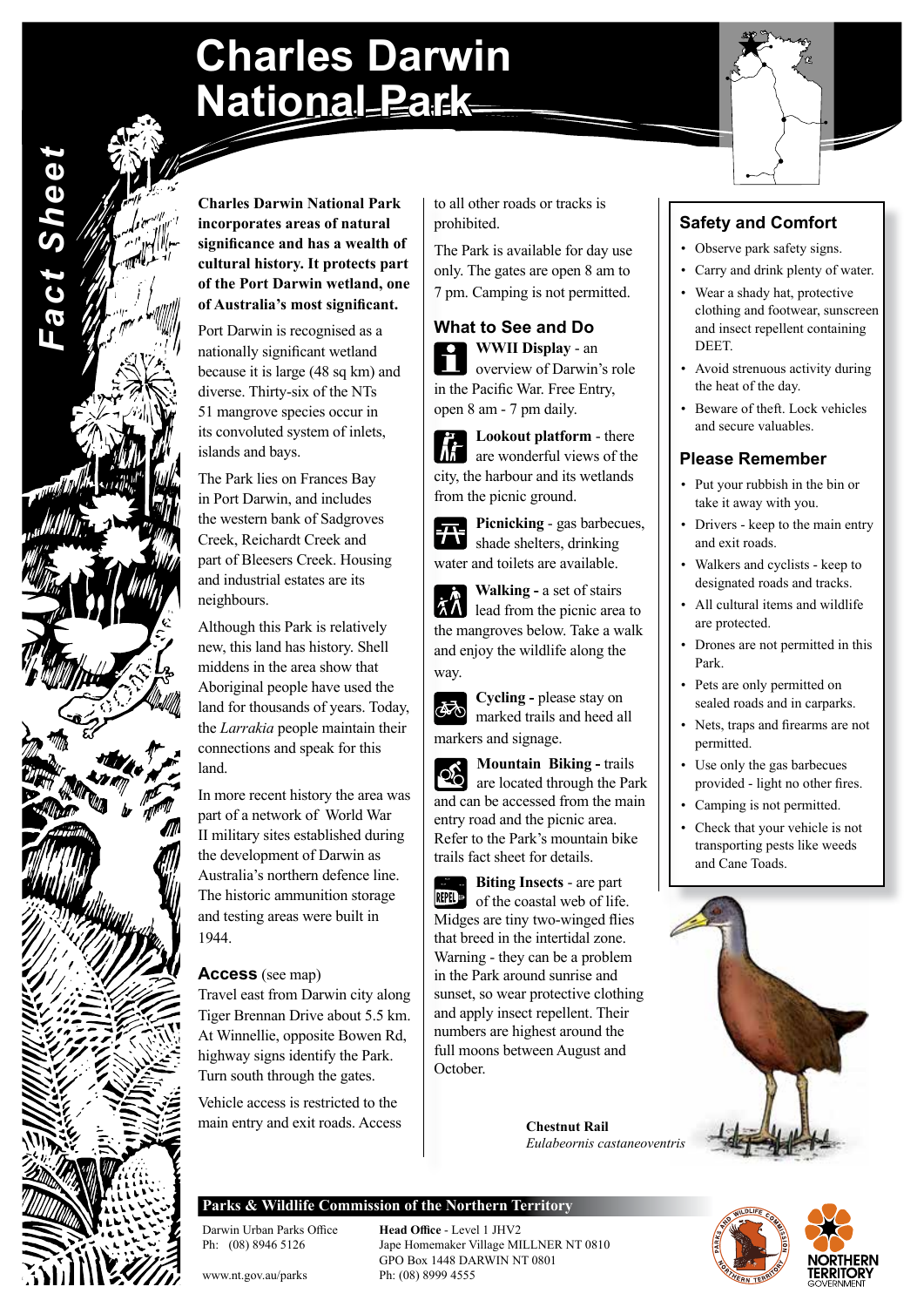# Charles Darwin National Park

*Fact Sheet*

**Charles Darwin National Park incorporates areas of natural significance and has a wealth of cultural history. It protects part of the Port Darwin wetland, one of Australia's most significant.**

Port Darwin is recognised as a nationally significant wetland because it is large (48 sq km) and diverse. Thirty-six of the NTs 51 mangrove species occur in its convoluted system of inlets, islands and bays.

The Park lies on Frances Bay in Port Darwin, and includes the western bank of Sadgroves Creek, Reichardt Creek and part of Bleesers Creek. Housing and industrial estates are its neighbours.

Although this Park is relatively new, this land has history. Shell middens in the area show that Aboriginal people have used the land for thousands of years. Today, the *Larrakia* people maintain their connections and speak for this land.

In more recent history the area was part of a network of World War II military sites established during the development of Darwin as Australia's northern defence line. The historic ammunition storage and testing areas were built in 1944.

## Access (see map)

Travel east from Darwin city along Tiger Brennan Drive about 5.5 km. At Winnellie, opposite Bowen Rd, highway signs identify the Park. Turn south through the gates.

Vehicle access is restricted to the main entry and exit roads. Access to all other roads or tracks is prohibited.

The Park is available for day use only. The gates are open 8 am to 7 pm. Camping is not permitted.

## What to See and Do

**WWII Display** - an overview of Darwin's role in the Pacific War. Free Entry, open 8 am - 7 pm daily.

**Lookout platform** - there are wonderful views of the city, the harbour and its wetlands from the picnic ground.

**Picnicking** - gas barbecues, shade shelters, drinking water and toilets are available.

**Walking -** a set of stairs lead from the picnic area to the mangroves below. Take a walk and enjoy the wildlife along the way.

**Cycling -** please stay on marked trails and heed all markers and signage.

**Mountain Biking -** trails are located through the Park and can be accessed from the main entry road and the picnic area. Refer to the Park's mountain bike trails fact sheet for details.

**Biting Insects** - are part of the coastal web of life. Midges are tiny two-winged flies that breed in the intertidal zone. Warning - they can be a problem in the Park around sunrise and sunset, so wear protective clothing and apply insect repellent. Their numbers are highest around the full moons between August and October.

## Safety and Comfort

- Observe park safety signs.
- Carry and drink plenty of water.
- Wear a shady hat, protective clothing and footwear, sunscreen and insect repellent containing DEET.
- Avoid strenuous activity during the heat of the day.
- Beware of theft. Lock vehicles and secure valuables.

## Please Remember

- Put your rubbish in the bin or take it away with you.
- Drivers - keep to the main entry and exit roads.
- Walkers and cyclists - keep to designated roads and tracks.
- All cultural items and wildlife are protected.
- Drones are not permitted in this Park.
- Pets are only permitted on sealed roads and in carparks.
- Nets, traps and firearms are not permitted.
- Use only the gas barbecues provided - light no other fires.
- Camping is not permitted.
- Check that your vehicle is not transporting pests like weeds and Cane Toads.

**Chestnut Rail**
*Eulabeornis castaneoventris*

**Parks & Wildlife Commission of the Northern Territory**

Darwin Urban Parks Office
Ph: (08) 8946 5126

www.nt.gov.au/parks

**Head Office** - Level 1 JHV2
Jape Homemaker Village MILLNER NT 0810
GPO Box 1448 DARWIN NT 0801
Ph: (08) 8999 4555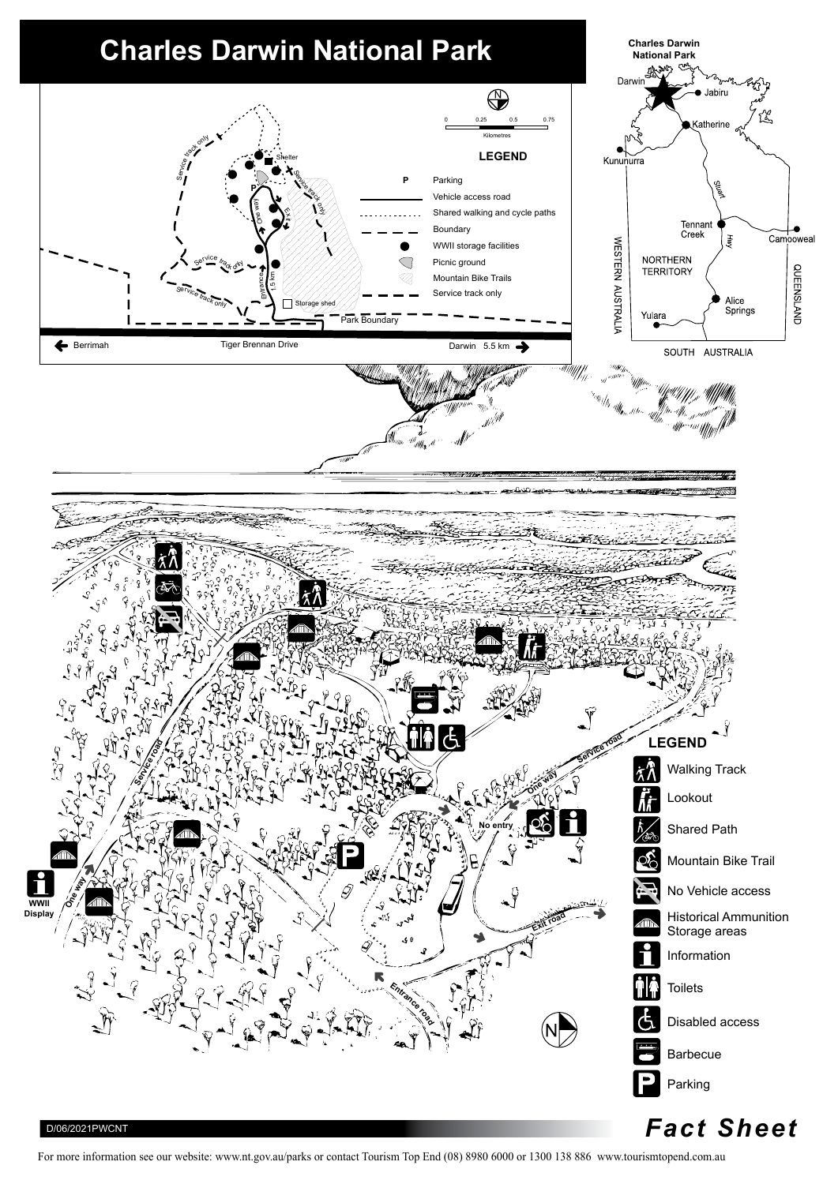# Charles Darwin National Park

Charles Darwin National Park

Darwin

Jabiru

Katherine

Kununurra

Stuart Hwy

Tennant Creek

Camooweal

WESTERN AUSTRALIA

NORTHERN TERRITORY

QUEENSLAND

Alice Springs

Yulara

SOUTH AUSTRALIA

0 0.25 0.5 0.75

Kilometres

**LEGEND**

- P Parking
- Vehicle access road
- Shared walking and cycle paths
- Boundary
- WWII storage facilities
- Picnic ground
- Mountain Bike Trails
- Service track only

Service track only

Shelter

Service track only

One way

Exit

Service track only

Service track only

Entrance

1.5 km

Storage shed

Park Boundary

Berrimah

Tiger Brennan Drive

Darwin 5.5 km

Service road

One way

Service road

One way

No entry

Exit road

Entrance road

WWII Display

**LEGEND**

- Walking Track
- Lookout
- Shared Path
- Mountain Bike Trail
- No Vehicle access
- Historical Ammunition Storage areas
- Information
- Toilets
- Disabled access
- Barbecue
- Parking

D/06/2021PWCNT

***Fact Sheet***

For more information see our website: www.nt.gov.au/parks or contact Tourism Top End (08) 8980 6000 or 1300 138 886 www.tourismtopend.com.au